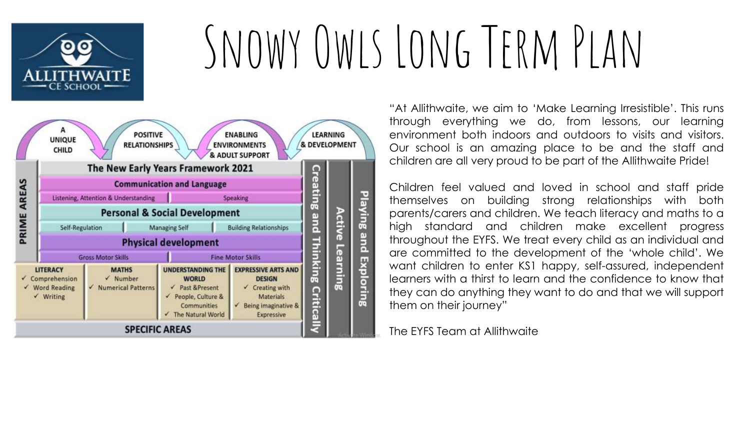# Snowy Owls Long Term Plan

A UNIQUE CHILD | POSITIVE RELATIONSHIPS | ENABLING ENVIRONMENTS & ADULT SUPPORT | LEARNING & DEVELOPMENT

**The New Early Years Framework 2021**

**PRIME AREAS**

- **Communication and Language**
  - Listening, Attention & Understanding
  - Speaking
- **Personal & Social Development**
  - Self-Regulation
  - Managing Self
  - Building Relationships
- **Physical development**
  - Gross Motor Skills
  - Fine Motor Skills

**SPECIFIC AREAS**

| LITERACY | MATHS | UNDERSTANDING THE WORLD | EXPRESSIVE ARTS AND DESIGN |
|---|---|---|---|
| ✓ Comprehension<br>✓ Word Reading<br>✓ Writing | ✓ Number<br>✓ Numerical Patterns | ✓ Past &Present<br>✓ People, Culture & Communities<br>✓ The Natural World | ✓ Creating with Materials<br>✓ Being imaginative & Expressive |

Creating and Thinking Critically | Active Learning | Playing and Exploring

"At Allithwaite, we aim to 'Make Learning Irresistible'. This runs through everything we do, from lessons, our learning environment both indoors and outdoors to visits and visitors. Our school is an amazing place to be and the staff and children are all very proud to be part of the Allithwaite Pride!

Children feel valued and loved in school and staff pride themselves on building strong relationships with both parents/carers and children. We teach literacy and maths to a high standard and children make excellent progress throughout the EYFS. We treat every child as an individual and are committed to the development of the 'whole child'. We want children to enter KS1 happy, self-assured, independent learners with a thirst to learn and the confidence to know that they can do anything they want to do and that we will support them on their journey"

The EYFS Team at Allithwaite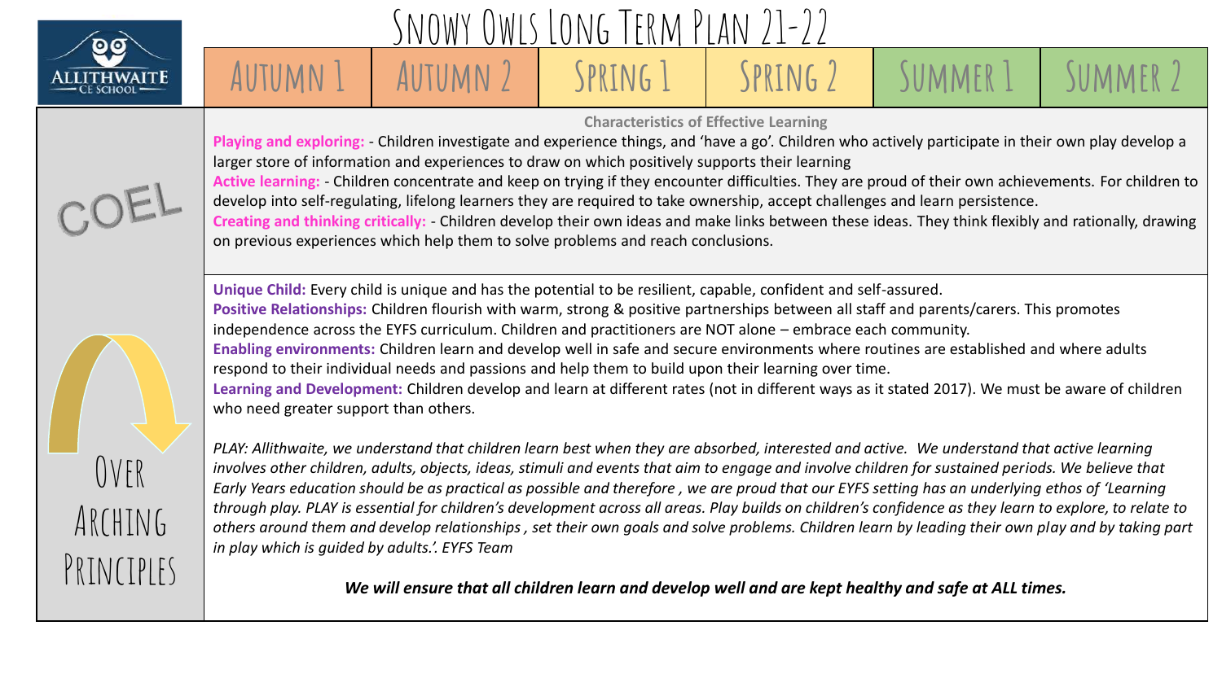# Snowy Owls Long Term Plan 21-22

| | Autumn 1 | Autumn 2 | Spring 1 | Spring 2 | Summer 1 | Summer 2 |
|---|---|---|---|---|---|---|

## COEL

**Characteristics of Effective Learning**

**Playing and exploring:** - Children investigate and experience things, and 'have a go'. Children who actively participate in their own play develop a larger store of information and experiences to draw on which positively supports their learning

**Active learning:** - Children concentrate and keep on trying if they encounter difficulties. They are proud of their own achievements. For children to develop into self-regulating, lifelong learners they are required to take ownership, accept challenges and learn persistence.

**Creating and thinking critically:** - Children develop their own ideas and make links between these ideas. They think flexibly and rationally, drawing on previous experiences which help them to solve problems and reach conclusions.

## Over Arching Principles

**Unique Child:** Every child is unique and has the potential to be resilient, capable, confident and self-assured.

**Positive Relationships:** Children flourish with warm, strong & positive partnerships between all staff and parents/carers. This promotes independence across the EYFS curriculum. Children and practitioners are NOT alone – embrace each community.

**Enabling environments:** Children learn and develop well in safe and secure environments where routines are established and where adults respond to their individual needs and passions and help them to build upon their learning over time.

**Learning and Development:** Children develop and learn at different rates (not in different ways as it stated 2017). We must be aware of children who need greater support than others.

*PLAY: Allithwaite, we understand that children learn best when they are absorbed, interested and active. We understand that active learning involves other children, adults, objects, ideas, stimuli and events that aim to engage and involve children for sustained periods. We believe that Early Years education should be as practical as possible and therefore , we are proud that our EYFS setting has an underlying ethos of 'Learning through play. PLAY is essential for children's development across all areas. Play builds on children's confidence as they learn to explore, to relate to others around them and develop relationships , set their own goals and solve problems. Children learn by leading their own play and by taking part in play which is guided by adults.'. EYFS Team*

***We will ensure that all children learn and develop well and are kept healthy and safe at ALL times.***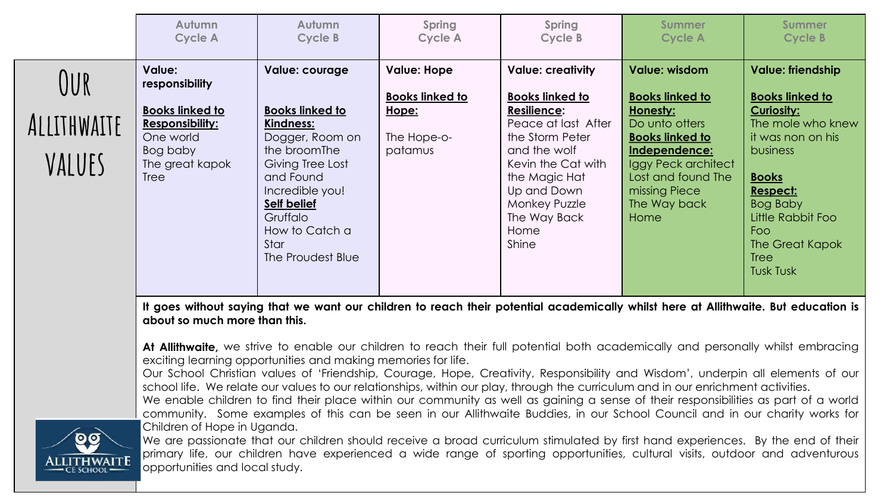# Our Allithwaite Values

| Autumn Cycle A | Autumn Cycle B | Spring Cycle A | Spring Cycle B | Summer Cycle A | Summer Cycle B |
|---|---|---|---|---|---|
| **Value: responsibility**<br><br>**Books linked to Responsibility:**<br>One world<br>Bog baby<br>The great kapok Tree | **Value: courage**<br><br>**Books linked to Kindness:**<br>Dogger, Room on the broomThe Giving Tree Lost and Found Incredible you!<br>**Self belief**<br>Gruffalo<br>How to Catch a Star<br>The Proudest Blue | **Value: Hope**<br><br>**Books linked to Hope:**<br><br>The Hope-o-patamus | **Value: creativity**<br><br>**Books linked to Resilience:**<br>Peace at last After the Storm Peter and the wolf<br>Kevin the Cat with the Magic Hat<br>Up and Down Monkey Puzzle<br>The Way Back Home<br>Shine | **Value: wisdom**<br><br>**Books linked to Honesty:**<br>Do unto otters<br>**Books linked to Independence:**<br>Iggy Peck architect Lost and found The missing Piece<br>The Way back Home | **Value: friendship**<br><br>**Books linked to Curiosity:**<br>The mole who knew it was non on his business<br><br>**Books Respect:**<br>Bog Baby<br>Little Rabbit Foo Foo<br>The Great Kapok Tree<br>Tusk Tusk |

**It goes without saying that we want our children to reach their potential academically whilst here at Allithwaite. But education is about so much more than this.**

**At Allithwaite,** we strive to enable our children to reach their full potential both academically and personally whilst embracing exciting learning opportunities and making memories for life.
Our School Christian values of 'Friendship, Courage, Hope, Creativity, Responsibility and Wisdom', underpin all elements of our school life. We relate our values to our relationships, within our play, through the curriculum and in our enrichment activities.
We enable children to find their place within our community as well as gaining a sense of their responsibilities as part of a world community. Some examples of this can be seen in our Allithwaite Buddies, in our School Council and in our charity works for Children of Hope in Uganda.
We are passionate that our children should receive a broad curriculum stimulated by first hand experiences. By the end of their primary life, our children have experienced a wide range of sporting opportunities, cultural visits, outdoor and adventurous opportunities and local study.

ALLITHWAITE CE SCHOOL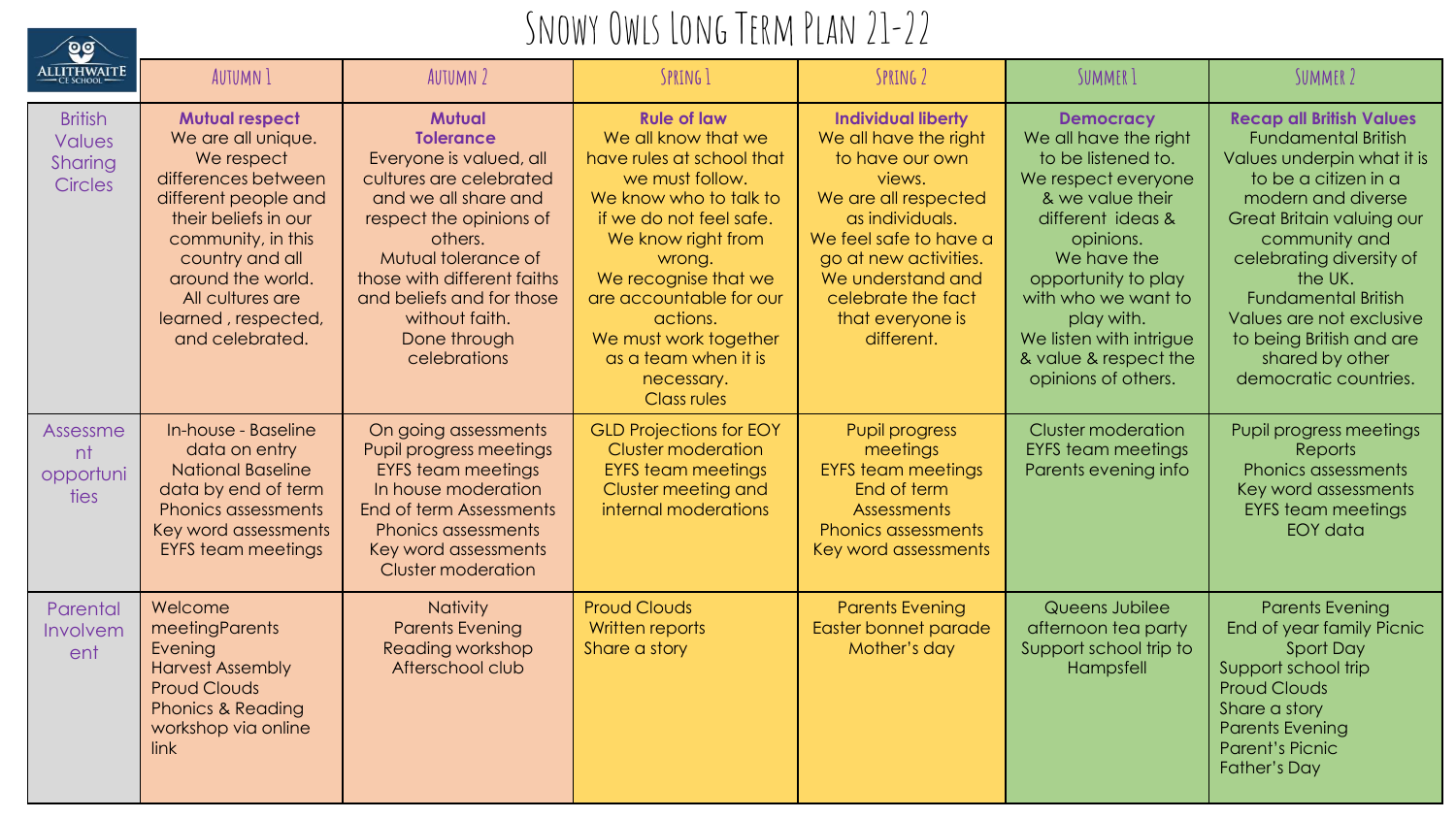# Snowy Owls Long Term Plan 21-22

| | Autumn 1 | Autumn 2 | Spring 1 | Spring 2 | Summer 1 | Summer 2 |
|---|---|---|---|---|---|---|
| British Values Sharing Circles | **Mutual respect** We are all unique. We respect differences between different people and their beliefs in our community, in this country and all around the world. All cultures are learned , respected, and celebrated. | **Mutual Tolerance** Everyone is valued, all cultures are celebrated and we all share and respect the opinions of others. Mutual tolerance of those with different faiths and beliefs and for those without faith. Done through celebrations | **Rule of law** We all know that we have rules at school that we must follow. We know who to talk to if we do not feel safe. We know right from wrong. We recognise that we are accountable for our actions. We must work together as a team when it is necessary. Class rules | **Individual liberty** We all have the right to have our own views. We are all respected as individuals. We feel safe to have a go at new activities. We understand and celebrate the fact that everyone is different. | **Democracy** We all have the right to be listened to. We respect everyone & we value their different ideas & opinions. We have the opportunity to play with who we want to play with. We listen with intrigue & value & respect the opinions of others. | **Recap all British Values** Fundamental British Values underpin what it is to be a citizen in a modern and diverse Great Britain valuing our community and celebrating diversity of the UK. Fundamental British Values are not exclusive to being British and are shared by other democratic countries. |
| Assessment opportunities | In-house - Baseline data on entry<br>National Baseline data by end of term<br>Phonics assessments<br>Key word assessments<br>EYFS team meetings | On going assessments<br>Pupil progress meetings<br>EYFS team meetings<br>In house moderation<br>End of term Assessments<br>Phonics assessments<br>Key word assessments<br>Cluster moderation | GLD Projections for EOY<br>Cluster moderation<br>EYFS team meetings<br>Cluster meeting and internal moderations | Pupil progress meetings<br>EYFS team meetings<br>End of term Assessments<br>Phonics assessments<br>Key word assessments | Cluster moderation<br>EYFS team meetings<br>Parents evening info | Pupil progress meetings<br>Reports<br>Phonics assessments<br>Key word assessments<br>EYFS team meetings<br>EOY data |
| Parental Involvement | Welcome meetingParents Evening<br>Harvest Assembly<br>Proud Clouds<br>Phonics & Reading workshop via online link | Nativity<br>Parents Evening<br>Reading workshop<br>Afterschool club | Proud Clouds<br>Written reports<br>Share a story | Parents Evening<br>Easter bonnet parade<br>Mother's day | Queens Jubilee afternoon tea party<br>Support school trip to Hampsfell | Parents Evening<br>End of year family Picnic<br>Sport Day<br>Support school trip<br>Proud Clouds<br>Share a story<br>Parents Evening<br>Parent's Picnic<br>Father's Day |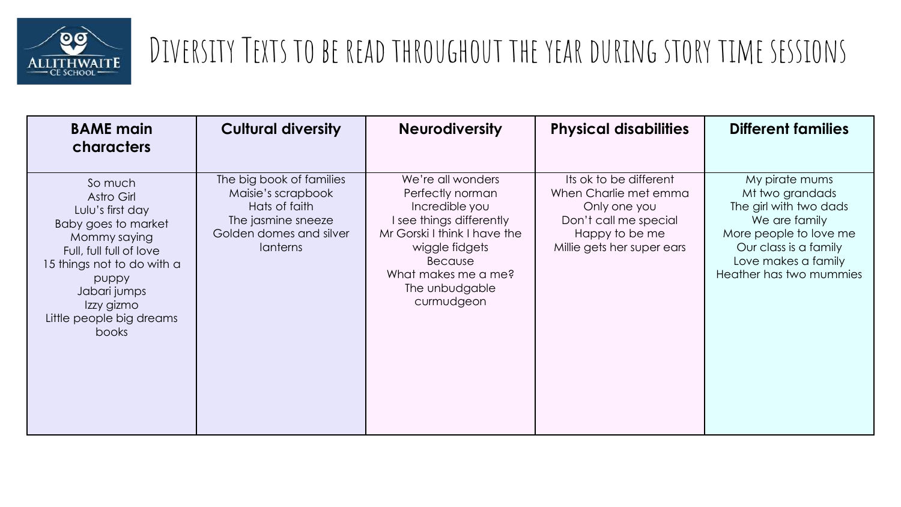# Diversity Texts to be read throughout the year during story time sessions

| BAME main characters | Cultural diversity | Neurodiversity | Physical disabilities | Different families |
|---|---|---|---|---|
| So much<br>Astro Girl<br>Lulu's first day<br>Baby goes to market<br>Mommy saying<br>Full, full full of love<br>15 things not to do with a puppy<br>Jabari jumps<br>Izzy gizmo<br>Little people big dreams books | The big book of families<br>Maisie's scrapbook<br>Hats of faith<br>The jasmine sneeze<br>Golden domes and silver lanterns | We're all wonders<br>Perfectly norman<br>Incredible you<br>I see things differently<br>Mr Gorski I think I have the wiggle fidgets<br>Because<br>What makes me a me?<br>The unbudgable curmudgeon | Its ok to be different<br>When Charlie met emma<br>Only one you<br>Don't call me special<br>Happy to be me<br>Millie gets her super ears | My pirate mums<br>Mt two grandads<br>The girl with two dads<br>We are family<br>More people to love me<br>Our class is a family<br>Love makes a family<br>Heather has two mummies |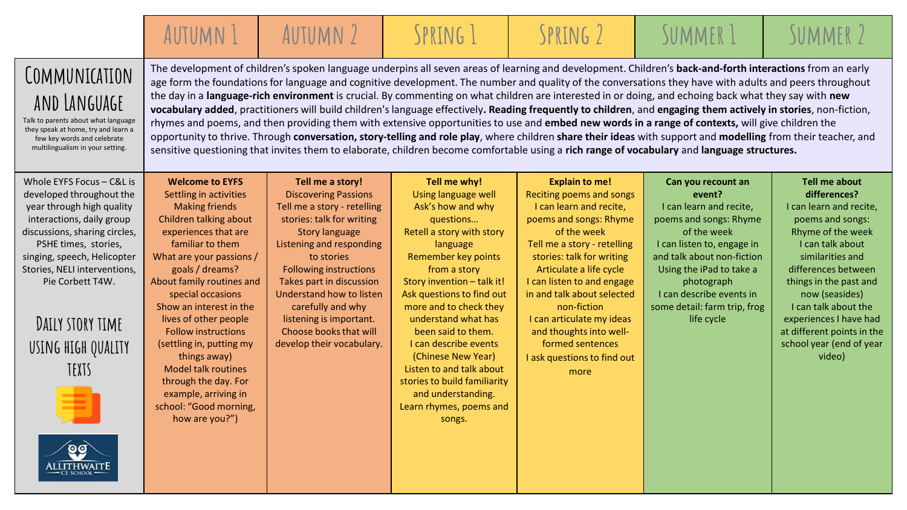| | Autumn 1 | Autumn 2 | Spring 1 | Spring 2 | Summer 1 | Summer 2 |
|---|---|---|---|---|---|---|
| **Communication and Language**<br>Talk to parents about what language they speak at home, try and learn a few key words and celebrate multilingualism in your setting. | The development of children's spoken language underpins all seven areas of learning and development. Children's **back-and-forth interactions** from an early age form the foundations for language and cognitive development. The number and quality of the conversations they have with adults and peers throughout the day in a **language-rich environment** is crucial. By commenting on what children are interested in or doing, and echoing back what they say with **new vocabulary added**, practitioners will build children's language effectively**. Reading frequently to children**, and **engaging them actively in stories**, non-fiction, rhymes and poems, and then providing them with extensive opportunities to use and **embed new words in a range of contexts,** will give children the opportunity to thrive. Through **conversation, story-telling and role play**, where children **share their ideas** with support and **modelling** from their teacher, and sensitive questioning that invites them to elaborate, children become comfortable using a **rich range of vocabulary** and **language structures.** | | | | | |
| Whole EYFS Focus – C&L is developed throughout the year through high quality interactions, daily group discussions, sharing circles, PSHE times, stories, singing, speech, Helicopter Stories, NELI interventions, Pie Corbett T4W.<br><br>**Daily story time using high quality texts** | **Welcome to EYFS**<br>Settling in activities<br>Making friends<br>Children talking about experiences that are familiar to them<br>What are your passions / goals / dreams?<br>About family routines and special occasions<br>Show an interest in the lives of other people<br>Follow instructions (settling in, putting my things away)<br>Model talk routines through the day. For example, arriving in school: "Good morning, how are you?") | **Tell me a story!**<br>Discovering Passions<br>Tell me a story - retelling stories: talk for writing<br>Story language<br>Listening and responding to stories<br>Following instructions<br>Takes part in discussion<br>Understand how to listen carefully and why listening is important.<br>Choose books that will develop their vocabulary. | **Tell me why!**<br>Using language well<br>Ask's how and why questions…<br>Retell a story with story language<br>Remember key points from a story<br>Story invention – talk it!<br>Ask questions to find out more and to check they understand what has been said to them.<br>I can describe events (Chinese New Year)<br>Listen to and talk about stories to build familiarity and understanding.<br>Learn rhymes, poems and songs. | **Explain to me!**<br>Reciting poems and songs<br>I can learn and recite, poems and songs: Rhyme of the week<br>Tell me a story - retelling stories: talk for writing<br>Articulate a life cycle<br>I can listen to and engage in and talk about selected non-fiction<br>I can articulate my ideas and thoughts into well-formed sentences<br>I ask questions to find out more | **Can you recount an event?**<br>I can learn and recite, poems and songs: Rhyme of the week<br>I can listen to, engage in and talk about non-fiction<br>Using the iPad to take a photograph<br>I can describe events in some detail: farm trip, frog life cycle | **Tell me about differences?**<br>I can learn and recite, poems and songs: Rhyme of the week<br>I can talk about similarities and differences between things in the past and now (seasides)<br>I can talk about the experiences I have had at different points in the school year (end of year video) |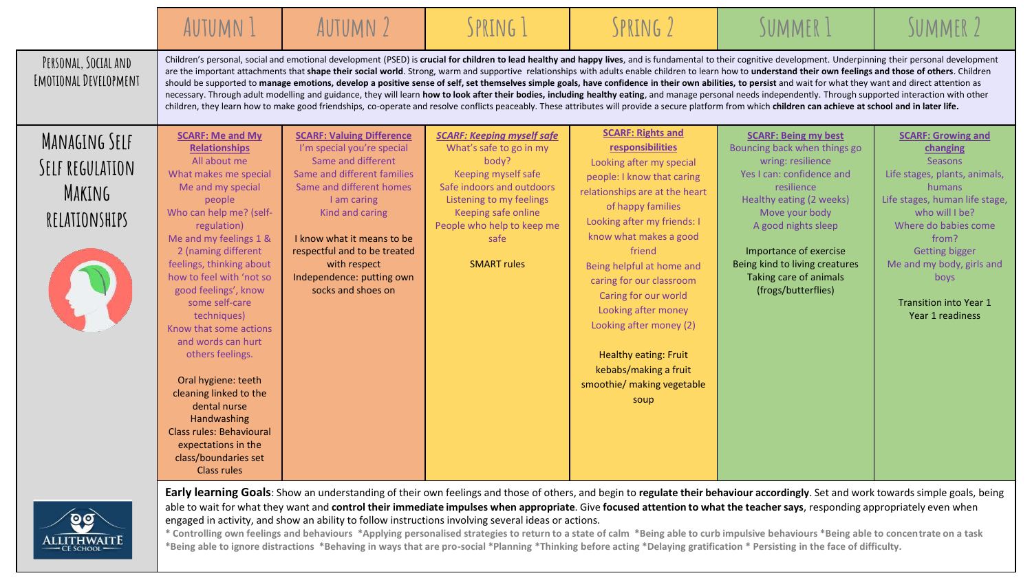| | Autumn 1 | Autumn 2 | Spring 1 | Spring 2 | Summer 1 | Summer 2 |
|---|---|---|---|---|---|---|
| Personal, Social and Emotional Development | Children's personal, social and emotional development (PSED) is **crucial for children to lead healthy and happy lives**, and is fundamental to their cognitive development. Underpinning their personal development are the important attachments that **shape their social world**. Strong, warm and supportive relationships with adults enable children to learn how to **understand their own feelings and those of others**. Children should be supported to **manage emotions, develop a positive sense of self, set themselves simple goals, have confidence in their own abilities, to persist** and wait for what they want and direct attention as necessary. Through adult modelling and guidance, they will learn **how to look after their bodies, including healthy eating**, and manage personal needs independently. Through supported interaction with other children, they learn how to make good friendships, co-operate and resolve conflicts peaceably. These attributes will provide a secure platform from which **children can achieve at school and in later life.** | | | | | |
| Managing Self<br>Self Regulation<br>Making Relationships | **SCARF: Me and My Relationships**<br>All about me<br>What makes me special<br>Me and my special people<br>Who can help me? (self-regulation)<br>Me and my feelings 1 & 2 (naming different feelings, thinking about how to feel with 'not so good feelings', know some self-care techniques)<br>Know that some actions and words can hurt others feelings.<br><br>Oral hygiene: teeth cleaning linked to the dental nurse<br>Handwashing<br>Class rules: Behavioural expectations in the class/boundaries set<br>Class rules | **SCARF: Valuing Difference**<br>I'm special you're special<br>Same and different<br>Same and different families<br>Same and different homes<br>I am caring<br>Kind and caring<br><br>I know what it means to be respectful and to be treated with respect<br>Independence: putting own socks and shoes on | ***SCARF: Keeping myself safe***<br>What's safe to go in my body?<br>Keeping myself safe<br>Safe indoors and outdoors<br>Listening to my feelings<br>Keeping safe online<br>People who help to keep me safe<br><br>SMART rules | **SCARF: Rights and responsibilities**<br>Looking after my special people: I know that caring relationships are at the heart of happy families<br>Looking after my friends: I know what makes a good friend<br>Being helpful at home and caring for our classroom<br>Caring for our world<br>Looking after money<br>Looking after money (2)<br><br>Healthy eating: Fruit kebabs/making a fruit smoothie/ making vegetable soup | **SCARF: Being my best**<br>Bouncing back when things go wrong: resilience<br>Yes I can: confidence and resilience<br>Healthy eating (2 weeks)<br>Move your body<br>A good nights sleep<br><br>Importance of exercise<br>Being kind to living creatures<br>Taking care of animals (frogs/butterflies) | **SCARF: Growing and changing**<br>Seasons<br>Life stages, plants, animals, humans<br>Life stages, human life stage, who will I be?<br>Where do babies come from?<br>Getting bigger<br>Me and my body, girls and boys<br><br>Transition into Year 1<br>Year 1 readiness |

**Early learning Goals**: Show an understanding of their own feelings and those of others, and begin to **regulate their behaviour accordingly**. Set and work towards simple goals, being able to wait for what they want and **control their immediate impulses when appropriate**. Give **focused attention to what the teacher says**, responding appropriately even when engaged in activity, and show an ability to follow instructions involving several ideas or actions.

**\* Controlling own feelings and behaviours \*Applying personalised strategies to return to a state of calm \*Being able to curb impulsive behaviours \*Being able to concentrate on a task \*Being able to ignore distractions \*Behaving in ways that are pro-social \*Planning \*Thinking before acting \*Delaying gratification \* Persisting in the face of difficulty.**

ALLITHWAITE CE SCHOOL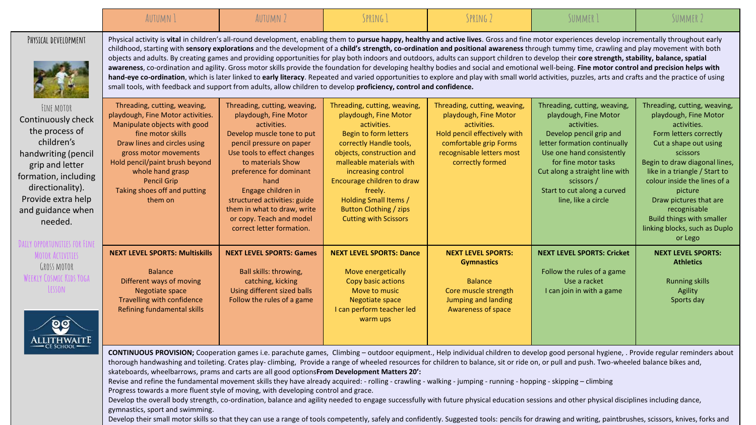| | Autumn 1 | Autumn 2 | Spring 1 | Spring 2 | Summer 1 | Summer 2 |
|---|---|---|---|---|---|---|
| **Physical development** | Physical activity is **vital** in children's all-round development, enabling them to **pursue happy, healthy and active lives**. Gross and fine motor experiences develop incrementally throughout early childhood, starting with **sensory explorations** and the development of a **child's strength, co-ordination and positional awareness** through tummy time, crawling and play movement with both objects and adults. By creating games and providing opportunities for play both indoors and outdoors, adults can support children to develop their **core strength, stability, balance, spatial awareness**, co-ordination and agility. Gross motor skills provide the foundation for developing healthy bodies and social and emotional well-being. **Fine motor control and precision helps with hand-eye co-ordination**, which is later linked to **early literacy**. Repeated and varied opportunities to explore and play with small world activities, puzzles, arts and crafts and the practice of using small tools, with feedback and support from adults, allow children to develop **proficiency, control and confidence.** | | | | | |
| **Fine motor** Continuously check the process of children's handwriting (pencil grip and letter formation, including directionality). Provide extra help and guidance when needed. Daily opportunities for Fine Motor Activities | Threading, cutting, weaving, playdough, Fine Motor activities. Manipulate objects with good fine motor skills Draw lines and circles using gross motor movements Hold pencil/paint brush beyond whole hand grasp Pencil Grip Taking shoes off and putting them on | Threading, cutting, weaving, playdough, Fine Motor activities. Develop muscle tone to put pencil pressure on paper Use tools to effect changes to materials Show preference for dominant hand Engage children in structured activities: guide them in what to draw, write or copy. Teach and model correct letter formation. | Threading, cutting, weaving, playdough, Fine Motor activities. Begin to form letters correctly Handle tools, objects, construction and malleable materials with increasing control Encourage children to draw freely. Holding Small Items / Button Clothing / zips Cutting with Scissors | Threading, cutting, weaving, playdough, Fine Motor activities. Hold pencil effectively with comfortable grip Forms recognisable letters most correctly formed | Threading, cutting, weaving, playdough, Fine Motor activities. Develop pencil grip and letter formation continually Use one hand consistently for fine motor tasks Cut along a straight line with scissors / Start to cut along a curved line, like a circle | Threading, cutting, weaving, playdough, Fine Motor activities. Form letters correctly Cut a shape out using scissors Begin to draw diagonal lines, like in a triangle / Start to colour inside the lines of a picture Draw pictures that are recognisable Build things with smaller linking blocks, such as Duplo or Lego |
| **Gross motor** Weekly Cosmic Kids Yoga Lesson | **NEXT LEVEL SPORTS: Multiskills** Balance Different ways of moving Negotiate space Travelling with confidence Refining fundamental skills | **NEXT LEVEL SPORTS: Games** Ball skills: throwing, catching, kicking Using different sized balls Follow the rules of a game | **NEXT LEVEL SPORTS: Dance** Move energetically Copy basic actions Move to music Negotiate space I can perform teacher led warm ups | **NEXT LEVEL SPORTS: Gymnastics** Balance Core muscle strength Jumping and landing Awareness of space | **NEXT LEVEL SPORTS: Cricket** Follow the rules of a game Use a racket I can join in with a game | **NEXT LEVEL SPORTS: Athletics** Running skills Agility Sports day |

**CONTINUOUS PROVISION;** Cooperation games i.e. parachute games, Climbing – outdoor equipment., Help individual children to develop good personal hygiene, . Provide regular reminders about thorough handwashing and toileting. Crates play- climbing, Provide a range of wheeled resources for children to balance, sit or ride on, or pull and push. Two-wheeled balance bikes and, skateboards, wheelbarrows, prams and carts are all good options**From Development Matters 20':**

Revise and refine the fundamental movement skills they have already acquired: - rolling - crawling - walking - jumping - running - hopping - skipping – climbing

Progress towards a more fluent style of moving, with developing control and grace.

Develop the overall body strength, co-ordination, balance and agility needed to engage successfully with future physical education sessions and other physical disciplines including dance, gymnastics, sport and swimming.

Develop their small motor skills so that they can use a range of tools competently, safely and confidently. Suggested tools: pencils for drawing and writing, paintbrushes, scissors, knives, forks and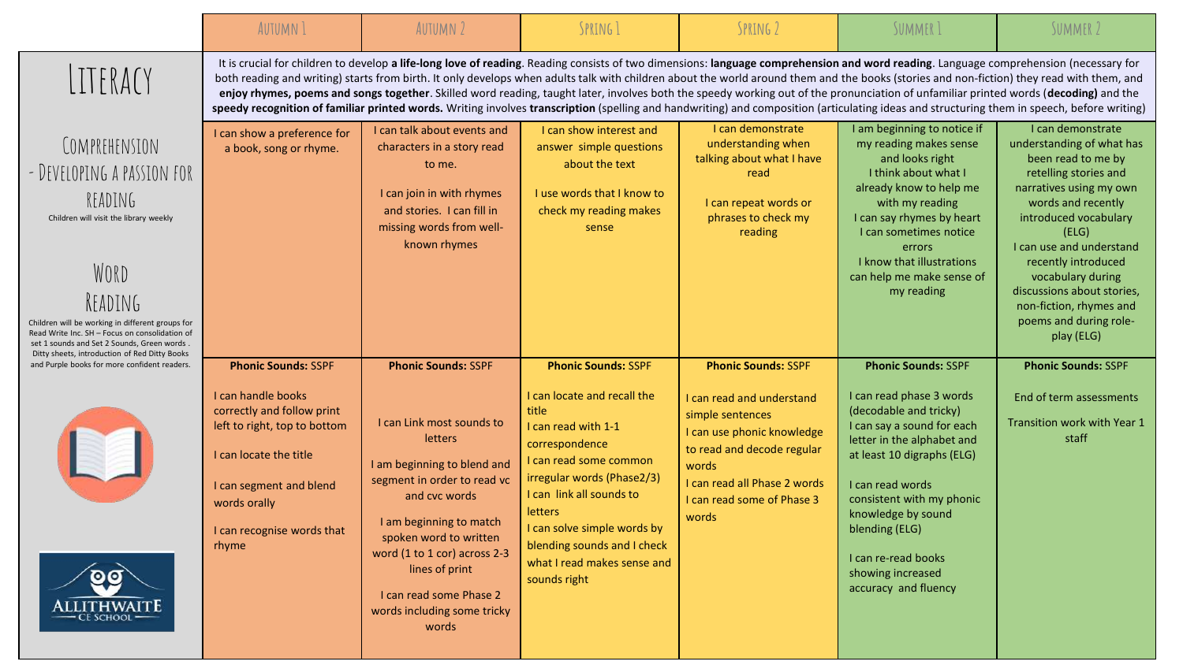| | Autumn 1 | Autumn 2 | Spring 1 | Spring 2 | Summer 1 | Summer 2 |
|---|---|---|---|---|---|---|
| **Literacy** | It is crucial for children to develop **a life-long love of reading**. Reading consists of two dimensions: **language comprehension and word reading**. Language comprehension (necessary for both reading and writing) starts from birth. It only develops when adults talk with children about the world around them and the books (stories and non-fiction) they read with them, and **enjoy rhymes, poems and songs together**. Skilled word reading, taught later, involves both the speedy working out of the pronunciation of unfamiliar printed words (**decoding)** and the **speedy recognition of familiar printed words.** Writing involves **transcription** (spelling and handwriting) and composition (articulating ideas and structuring them in speech, before writing) | | | | | |
| **Comprehension - Developing a passion for reading**<br>Children will visit the library weekly | I can show a preference for a book, song or rhyme. | I can talk about events and characters in a story read to me.<br><br>I can join in with rhymes and stories. I can fill in missing words from well-known rhymes | I can show interest and answer simple questions about the text<br><br>I use words that I know to check my reading makes sense | I can demonstrate understanding when talking about what I have read<br><br>I can repeat words or phrases to check my reading | I am beginning to notice if my reading makes sense and looks right<br>I think about what I already know to help me with my reading<br>I can say rhymes by heart<br>I can sometimes notice errors<br>I know that illustrations can help me make sense of my reading | I can demonstrate understanding of what has been read to me by retelling stories and narratives using my own words and recently introduced vocabulary (ELG)<br>I can use and understand recently introduced vocabulary during discussions about stories, non-fiction, rhymes and poems and during role-play (ELG) |
| **Word Reading**<br>Children will be working in different groups for Read Write Inc. SH – Focus on consolidation of set 1 sounds and Set 2 Sounds, Green words . Ditty sheets, introduction of Red Ditty Books and Purple books for more confident readers. | **Phonic Sounds:** SSPF<br><br>I can handle books correctly and follow print left to right, top to bottom<br><br>I can locate the title<br><br>I can segment and blend words orally<br><br>I can recognise words that rhyme | **Phonic Sounds:** SSPF<br><br>I can Link most sounds to letters<br><br>I am beginning to blend and segment in order to read vc and cvc words<br><br>I am beginning to match spoken word to written word (1 to 1 cor) across 2-3 lines of print<br><br>I can read some Phase 2 words including some tricky words | **Phonic Sounds:** SSPF<br><br>I can locate and recall the title<br>I can read with 1-1 correspondence<br>I can read some common irregular words (Phase2/3)<br>I can link all sounds to letters<br>I can solve simple words by blending sounds and I check what I read makes sense and sounds right | **Phonic Sounds:** SSPF<br><br>I can read and understand simple sentences<br>I can use phonic knowledge to read and decode regular words<br>I can read all Phase 2 words<br>I can read some of Phase 3 words | **Phonic Sounds:** SSPF<br><br>I can read phase 3 words (decodable and tricky)<br>I can say a sound for each letter in the alphabet and at least 10 digraphs (ELG)<br><br>I can read words consistent with my phonic knowledge by sound blending (ELG)<br><br>I can re-read books showing increased accuracy and fluency | **Phonic Sounds:** SSPF<br><br>End of term assessments<br><br>Transition work with Year 1 staff |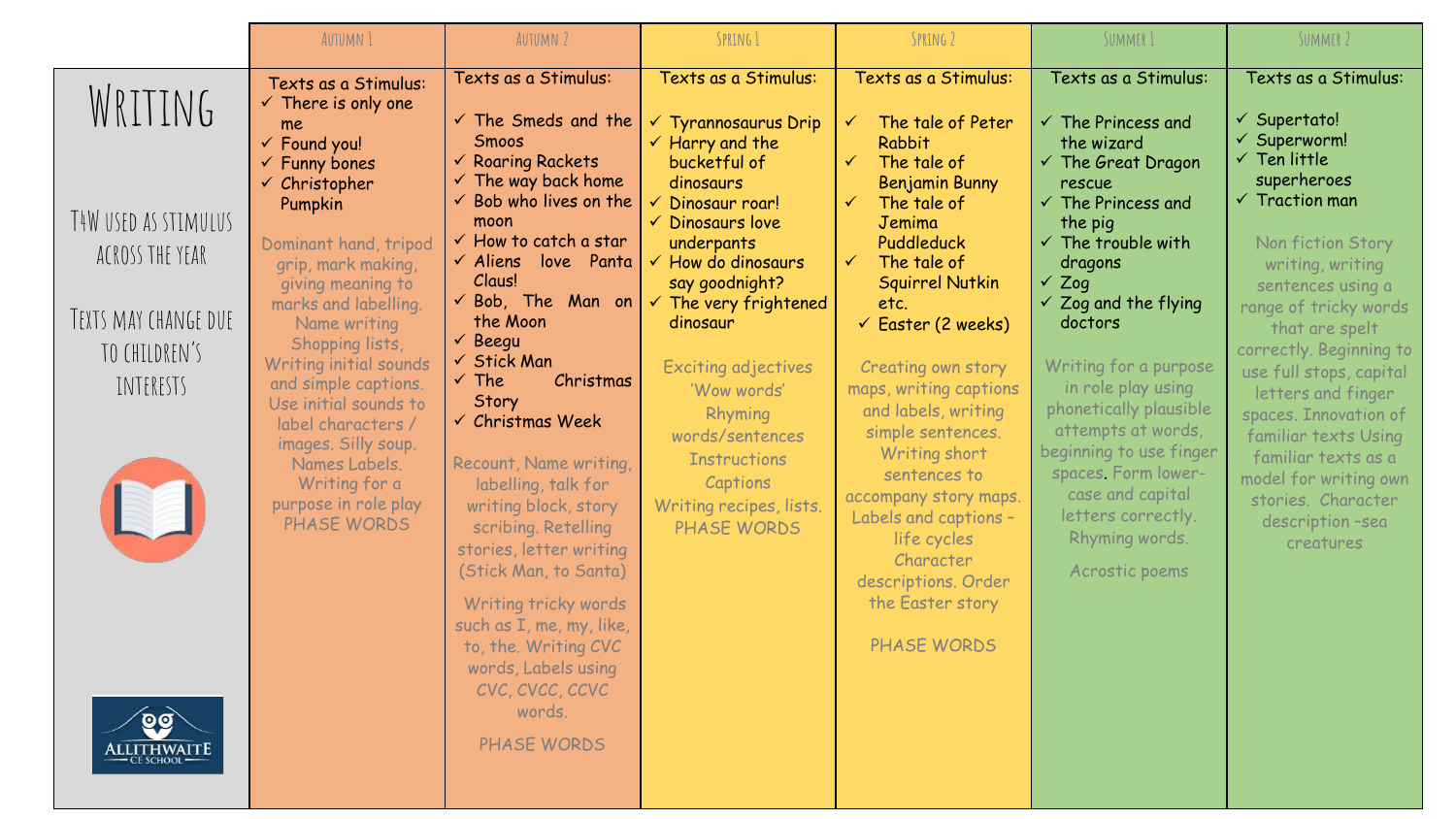| | Autumn 1 | Autumn 2 | Spring 1 | Spring 2 | Summer 1 | Summer 2 |
|---|---|---|---|---|---|---|
| **Writing**<br><br>T4W used as stimulus across the year<br><br>Texts may change due to children's interests | Texts as a Stimulus:<br>✓ There is only one me<br>✓ Found you!<br>✓ Funny bones<br>✓ Christopher Pumpkin<br><br>Dominant hand, tripod grip, mark making, giving meaning to marks and labelling. Name writing Shopping lists, Writing initial sounds and simple captions. Use initial sounds to label characters / images. Silly soup. Names Labels. Writing for a purpose in role play PHASE WORDS | Texts as a Stimulus:<br>✓ The Smeds and the Smoos<br>✓ Roaring Rackets<br>✓ The way back home<br>✓ Bob who lives on the moon<br>✓ How to catch a star<br>✓ Aliens love Panta Claus!<br>✓ Bob, The Man on the Moon<br>✓ Beegu<br>✓ Stick Man<br>✓ The Christmas Story<br>✓ Christmas Week<br><br>Recount, Name writing, labelling, talk for writing block, story scribing. Retelling stories, letter writing (Stick Man, to Santa)<br><br>Writing tricky words such as I, me, my, like, to, the. Writing CVC words, Labels using CVC, CVCC, CCVC words.<br><br>PHASE WORDS | Texts as a Stimulus:<br>✓ Tyrannosaurus Drip<br>✓ Harry and the bucketful of dinosaurs<br>✓ Dinosaur roar!<br>✓ Dinosaurs love underpants<br>✓ How do dinosaurs say goodnight?<br>✓ The very frightened dinosaur<br><br>Exciting adjectives 'Wow words' Rhyming words/sentences Instructions Captions Writing recipes, lists. PHASE WORDS | Texts as a Stimulus:<br>✓ The tale of Peter Rabbit<br>✓ The tale of Benjamin Bunny<br>✓ The tale of Jemima Puddleduck<br>✓ The tale of Squirrel Nutkin etc.<br>✓ Easter (2 weeks)<br><br>Creating own story maps, writing captions and labels, writing simple sentences. Writing short sentences to accompany story maps. Labels and captions – life cycles Character descriptions. Order the Easter story<br><br>PHASE WORDS | Texts as a Stimulus:<br>✓ The Princess and the wizard<br>✓ The Great Dragon rescue<br>✓ The Princess and the pig<br>✓ The trouble with dragons<br>✓ Zog<br>✓ Zog and the flying doctors<br><br>Writing for a purpose in role play using phonetically plausible attempts at words, beginning to use finger spaces. Form lower-case and capital letters correctly. Rhyming words.<br><br>Acrostic poems | Texts as a Stimulus:<br>✓ Supertato!<br>✓ Superworm!<br>✓ Ten little superheroes<br>✓ Traction man<br><br>Non fiction Story writing, writing sentences using a range of tricky words that are spelt correctly. Beginning to use full stops, capital letters and finger spaces. Innovation of familiar texts Using familiar texts as a model for writing own stories. Character description -sea creatures |

ALLITHWAITE CE SCHOOL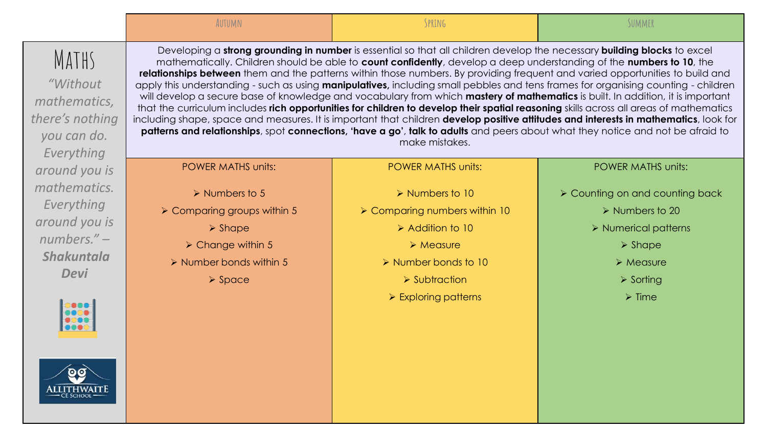# Maths

*"Without mathematics, there's nothing you can do. Everything around you is mathematics. Everything around you is numbers."* – ***Shakuntala Devi***

| | Autumn | Spring | Summer |
|---|---|---|---|
| **Maths** | Developing a **strong grounding in number** is essential so that all children develop the necessary **building blocks** to excel mathematically. Children should be able to **count confidently**, develop a deep understanding of the **numbers to 10**, the **relationships between** them and the patterns within those numbers. By providing frequent and varied opportunities to build and apply this understanding - such as using **manipulatives,** including small pebbles and tens frames for organising counting - children will develop a secure base of knowledge and vocabulary from which **mastery of mathematics** is built. In addition, it is important that the curriculum includes **rich opportunities for children to develop their spatial reasoning** skills across all areas of mathematics including shape, space and measures. It is important that children **develop positive attitudes and interests in mathematics**, look for **patterns and relationships**, spot **connections, 'have a go'**, **talk to adults** and peers about what they notice and not be afraid to make mistakes. | | |
| | POWER MATHS units:<br>➢ Numbers to 5<br>➢ Comparing groups within 5<br>➢ Shape<br>➢ Change within 5<br>➢ Number bonds within 5<br>➢ Space | POWER MATHS units:<br>➢ Numbers to 10<br>➢ Comparing numbers within 10<br>➢ Addition to 10<br>➢ Measure<br>➢ Number bonds to 10<br>➢ Subtraction<br>➢ Exploring patterns | POWER MATHS units:<br>➢ Counting on and counting back<br>➢ Numbers to 20<br>➢ Numerical patterns<br>➢ Shape<br>➢ Measure<br>➢ Sorting<br>➢ Time |

ALLITHWAITE CE SCHOOL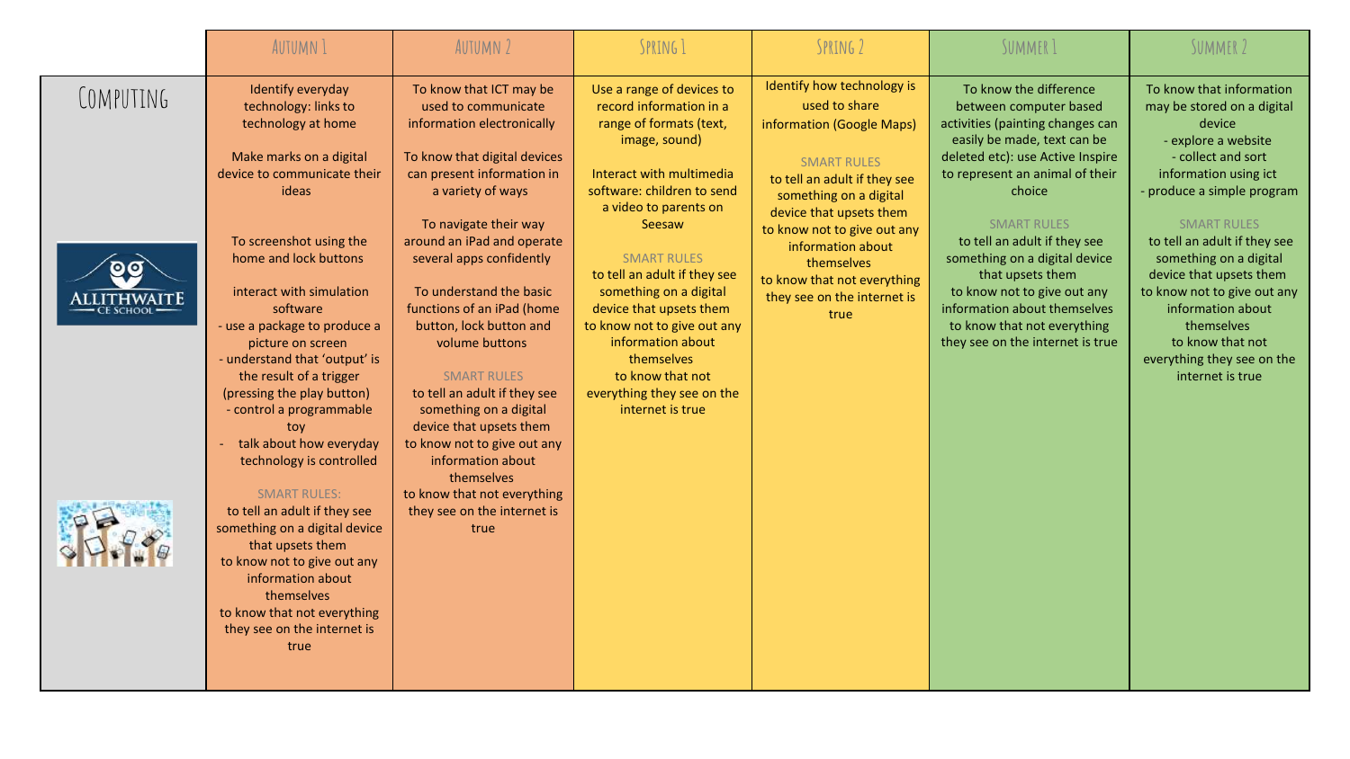| | Autumn 1 | Autumn 2 | Spring 1 | Spring 2 | Summer 1 | Summer 2 |
|---|---|---|---|---|---|---|
| Computing | Identify everyday technology: links to technology at home<br><br>Make marks on a digital device to communicate their ideas<br><br>To screenshot using the home and lock buttons<br><br>interact with simulation software<br>- use a package to produce a picture on screen<br>- understand that 'output' is the result of a trigger (pressing the play button)<br>- control a programmable toy<br>- talk about how everyday technology is controlled<br><br>SMART RULES:<br>to tell an adult if they see something on a digital device that upsets them<br>to know not to give out any information about themselves<br>to know that not everything they see on the internet is true | To know that ICT may be used to communicate information electronically<br><br>To know that digital devices can present information in a variety of ways<br><br>To navigate their way around an iPad and operate several apps confidently<br><br>To understand the basic functions of an iPad (home button, lock button and volume buttons<br><br>SMART RULES<br>to tell an adult if they see something on a digital device that upsets them<br>to know not to give out any information about themselves<br>to know that not everything they see on the internet is true | Use a range of devices to record information in a range of formats (text, image, sound)<br><br>Interact with multimedia software: children to send a video to parents on Seesaw<br><br>SMART RULES<br>to tell an adult if they see something on a digital device that upsets them<br>to know not to give out any information about themselves<br>to know that not everything they see on the internet is true | Identify how technology is used to share information (Google Maps)<br><br>SMART RULES<br>to tell an adult if they see something on a digital device that upsets them<br>to know not to give out any information about themselves<br>to know that not everything they see on the internet is true | To know the difference between computer based activities (painting changes can easily be made, text can be deleted etc): use Active Inspire to represent an animal of their choice<br><br>SMART RULES<br>to tell an adult if they see something on a digital device that upsets them<br>to know not to give out any information about themselves<br>to know that not everything they see on the internet is true | To know that information may be stored on a digital device<br>- explore a website<br>- collect and sort information using ict<br>- produce a simple program<br><br>SMART RULES<br>to tell an adult if they see something on a digital device that upsets them<br>to know not to give out any information about themselves<br>to know that not everything they see on the internet is true |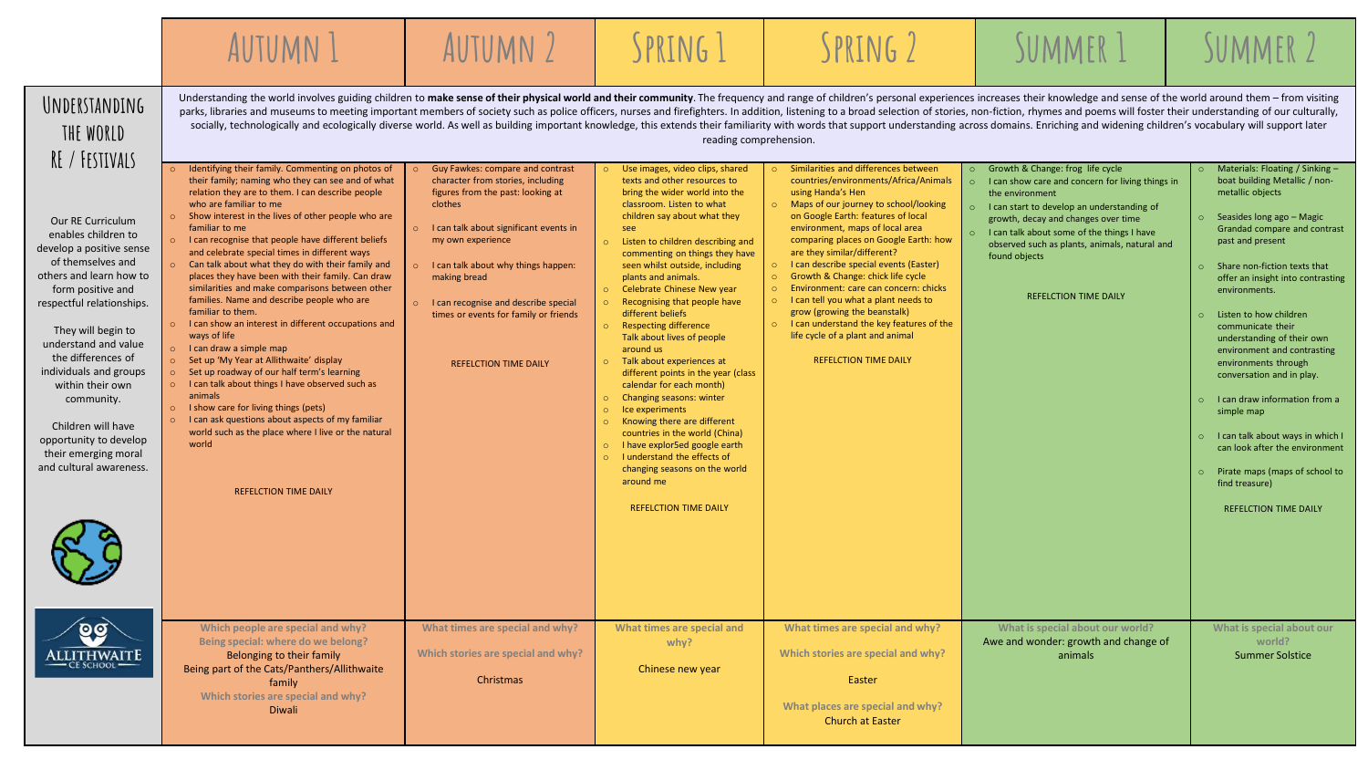| | Autumn 1 | Autumn 2 | Spring 1 | Spring 2 | Summer 1 | Summer 2 |
|---|---|---|---|---|---|---|
| **Understanding the World RE / Festivals** | Understanding the world involves guiding children to **make sense of their physical world and their community**. The frequency and range of children's personal experiences increases their knowledge and sense of the world around them – from visiting parks, libraries and museums to meeting important members of society such as police officers, nurses and firefighters. In addition, listening to a broad selection of stories, non-fiction, rhymes and poems will foster their understanding of our culturally, socially, technologically and ecologically diverse world. As well as building important knowledge, this extends their familiarity with words that support understanding across domains. Enriching and widening children's vocabulary will support later reading comprehension. | | | | | |
| Our RE Curriculum enables children to develop a positive sense of themselves and others and learn how to form positive and respectful relationships.<br><br>They will begin to understand and value the differences of individuals and groups within their own community.<br><br>Children will have opportunity to develop their emerging moral and cultural awareness. | ○ Identifying their family. Commenting on photos of their family; naming who they can see and of what relation they are to them. I can describe people who are familiar to me<br>○ Show interest in the lives of other people who are familiar to me<br>○ I can recognise that people have different beliefs and celebrate special times in different ways<br>○ Can talk about what they do with their family and places they have been with their family. Can draw similarities and make comparisons between other families. Name and describe people who are familiar to them.<br>○ I can show an interest in different occupations and ways of life<br>○ I can draw a simple map<br>○ Set up 'My Year at Allithwaite' display<br>○ Set up roadway of our half term's learning<br>○ I can talk about things I have observed such as animals<br>○ I show care for living things (pets)<br>○ I can ask questions about aspects of my familiar world such as the place where I live or the natural world<br><br>REFELCTION TIME DAILY | ○ Guy Fawkes: compare and contrast character from stories, including figures from the past: looking at clothes<br>○ I can talk about significant events in my own experience<br>○ I can talk about why things happen: making bread<br>○ I can recognise and describe special times or events for family or friends<br><br>REFELCTION TIME DAILY | ○ Use images, video clips, shared texts and other resources to bring the wider world into the classroom. Listen to what children say about what they see<br>○ Listen to children describing and commenting on things they have seen whilst outside, including plants and animals.<br>○ Celebrate Chinese New year<br>○ Recognising that people have different beliefs<br>○ Respecting difference Talk about lives of people around us<br>○ Talk about experiences at different points in the year (class calendar for each month)<br>○ Changing seasons: winter<br>○ Ice experiments<br>○ Knowing there are different countries in the world (China)<br>○ I have explor5ed google earth<br>○ I understand the effects of changing seasons on the world around me<br><br>REFELCTION TIME DAILY | ○ Similarities and differences between countries/environments/Africa/Animals using Handa's Hen<br>○ Maps of our journey to school/looking on Google Earth: features of local environment, maps of local area comparing places on Google Earth: how are they similar/different?<br>○ I can describe special events (Easter)<br>○ Growth & Change: chick life cycle<br>○ Environment: care can concern: chicks<br>○ I can tell you what a plant needs to grow (growing the beanstalk)<br>○ I can understand the key features of the life cycle of a plant and animal<br><br>REFELCTION TIME DAILY | ○ Growth & Change: frog life cycle<br>○ I can show care and concern for living things in the environment<br>○ I can start to develop an understanding of growth, decay and changes over time<br>○ I can talk about some of the things I have observed such as plants, animals, natural and found objects<br><br>REFELCTION TIME DAILY | ○ Materials: Floating / Sinking – boat building Metallic / non-metallic objects<br>○ Seasides long ago – Magic Grandad compare and contrast past and present<br>○ Share non-fiction texts that offer an insight into contrasting environments.<br>○ Listen to how children communicate their understanding of their own environment and contrasting environments through conversation and in play.<br>○ I can draw information from a simple map<br>○ I can talk about ways in which I can look after the environment<br>○ Pirate maps (maps of school to find treasure)<br><br>REFELCTION TIME DAILY |
| ALLITHWAITE CE SCHOOL | Which people are special and why?<br>Being special: where do we belong?<br>Belonging to their family<br>Being part of the Cats/Panthers/Allithwaite family<br>Which stories are special and why?<br>Diwali | What times are special and why?<br>Which stories are special and why?<br>Christmas | What times are special and why?<br>Chinese new year | What times are special and why?<br>Which stories are special and why?<br>Easter<br>What places are special and why?<br>Church at Easter | What is special about our world?<br>Awe and wonder: growth and change of animals | What is special about our world?<br>Summer Solstice |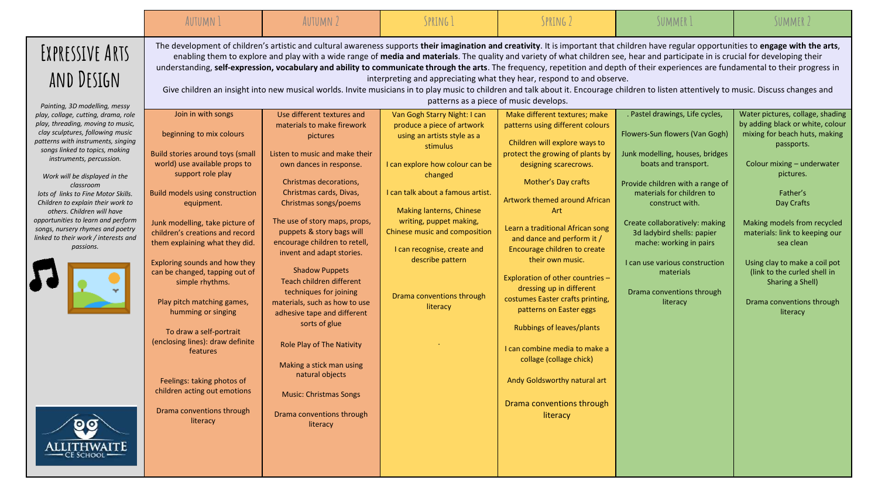| Expressive Arts and Design | Autumn 1 | Autumn 2 | Spring 1 | Spring 2 | Summer 1 | Summer 2 |
|---|---|---|---|---|---|---|
| | The development of children's artistic and cultural awareness supports **their imagination and creativity**. It is important that children have regular opportunities to **engage with the arts**, enabling them to explore and play with a wide range of **media and materials**. The quality and variety of what children see, hear and participate in is crucial for developing their understanding, **self-expression, vocabulary and ability to communicate through the arts**. The frequency, repetition and depth of their experiences are fundamental to their progress in interpreting and appreciating what they hear, respond to and observe. Give children an insight into new musical worlds. Invite musicians in to play music to children and talk about it. Encourage children to listen attentively to music. Discuss changes and patterns as a piece of music develops. | | | | | |
| *Painting, 3D modelling, messy play, collage, cutting, drama, role play, threading, moving to music, clay sculptures, following music patterns with instruments, singing songs linked to topics, making instruments, percussion.*<br><br>*Work will be displayed in the classroom*<br>*lots of links to Fine Motor Skills. Children to explain their work to others. Children will have opportunities to learn and perform songs, nursery rhymes and poetry linked to their work / interests and passions.* | Join in with songs<br><br>beginning to mix colours<br><br>Build stories around toys (small world) use available props to support role play<br><br>Build models using construction equipment.<br><br>Junk modelling, take picture of children's creations and record them explaining what they did.<br><br>Exploring sounds and how they can be changed, tapping out of simple rhythms.<br><br>Play pitch matching games, humming or singing<br><br>To draw a self-portrait (enclosing lines): draw definite features<br><br>Feelings: taking photos of children acting out emotions<br><br>Drama conventions through literacy | Use different textures and materials to make firework pictures<br><br>Listen to music and make their own dances in response.<br><br>Christmas decorations, Christmas cards, Divas, Christmas songs/poems<br><br>The use of story maps, props, puppets & story bags will encourage children to retell, invent and adapt stories.<br><br>Shadow Puppets<br>Teach children different techniques for joining materials, such as how to use adhesive tape and different sorts of glue<br><br>Role Play of The Nativity<br><br>Making a stick man using natural objects<br><br>Music: Christmas Songs<br><br>Drama conventions through literacy | Van Gogh Starry Night: I can produce a piece of artwork using an artists style as a stimulus<br><br>I can explore how colour can be changed<br><br>I can talk about a famous artist.<br><br>Making lanterns, Chinese writing, puppet making, Chinese music and composition<br><br>I can recognise, create and describe pattern<br><br>Drama conventions through literacy<br><br>. | Make different textures; make patterns using different colours<br><br>Children will explore ways to protect the growing of plants by designing scarecrows.<br><br>Mother's Day crafts<br><br>Artwork themed around African Art<br><br>Learn a traditional African song and dance and perform it / Encourage children to create their own music.<br><br>Exploration of other countries – dressing up in different costumes Easter crafts printing, patterns on Easter eggs<br><br>Rubbings of leaves/plants<br><br>I can combine media to make a collage (collage chick)<br><br>Andy Goldsworthy natural art<br><br>Drama conventions through literacy | . Pastel drawings, Life cycles,<br><br>Flowers-Sun flowers (Van Gogh)<br><br>Junk modelling, houses, bridges boats and transport.<br><br>Provide children with a range of materials for children to construct with.<br><br>Create collaboratively: making 3d ladybird shells: papier mache: working in pairs<br><br>I can use various construction materials<br><br>Drama conventions through literacy | Water pictures, collage, shading by adding black or white, colour mixing for beach huts, making passports.<br><br>Colour mixing – underwater pictures.<br><br>Father's Day Crafts<br><br>Making models from recycled materials: link to keeping our sea clean<br><br>Using clay to make a coil pot (link to the curled shell in Sharing a Shell)<br><br>Drama conventions through literacy |

ALLITHWAITE CE SCHOOL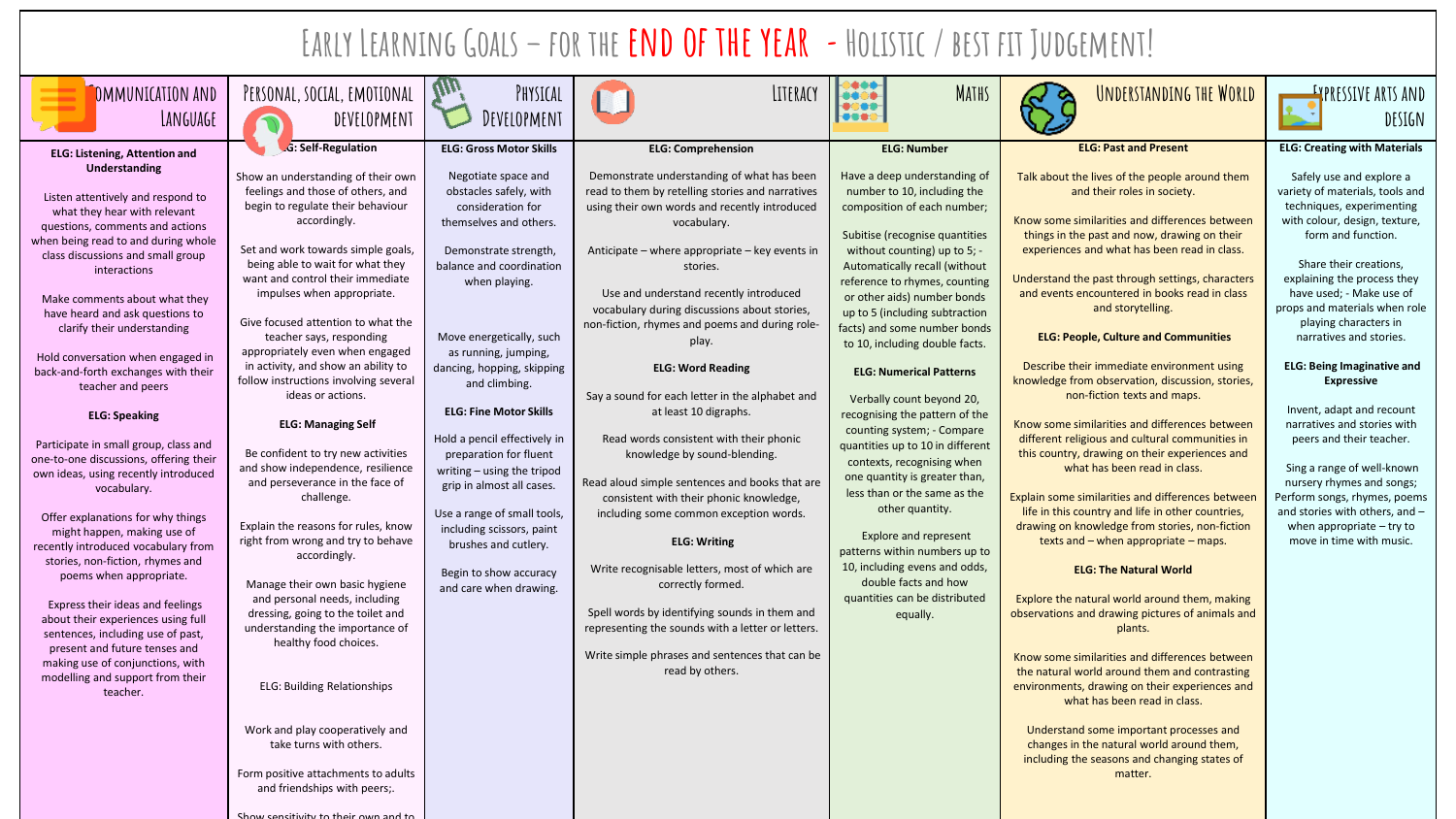# Early Learning Goals – for the END OF THE YEAR - Holistic / best fit Judgement!

| Communication and Language | Personal, Social, Emotional Development | Physical Development | Literacy | Maths | Understanding the World | Expressive Arts and Design |
|---|---|---|---|---|---|---|
| **ELG: Listening, Attention and Understanding**<br><br>Listen attentively and respond to what they hear with relevant questions, comments and actions when being read to and during whole class discussions and small group interactions<br><br>Make comments about what they have heard and ask questions to clarify their understanding<br><br>Hold conversation when engaged in back-and-forth exchanges with their teacher and peers<br><br>**ELG: Speaking**<br><br>Participate in small group, class and one-to-one discussions, offering their own ideas, using recently introduced vocabulary.<br><br>Offer explanations for why things might happen, making use of recently introduced vocabulary from stories, non-fiction, rhymes and poems when appropriate.<br><br>Express their ideas and feelings about their experiences using full sentences, including use of past, present and future tenses and making use of conjunctions, with modelling and support from their teacher. | **ELG: Self-Regulation**<br><br>Show an understanding of their own feelings and those of others, and begin to regulate their behaviour accordingly.<br><br>Set and work towards simple goals, being able to wait for what they want and control their immediate impulses when appropriate.<br><br>Give focused attention to what the teacher says, responding appropriately even when engaged in activity, and show an ability to follow instructions involving several ideas or actions.<br><br>**ELG: Managing Self**<br><br>Be confident to try new activities and show independence, resilience and perseverance in the face of challenge.<br><br>Explain the reasons for rules, know right from wrong and try to behave accordingly.<br><br>Manage their own basic hygiene and personal needs, including dressing, going to the toilet and understanding the importance of healthy food choices.<br><br>ELG: Building Relationships<br><br>Work and play cooperatively and take turns with others.<br><br>Form positive attachments to adults and friendships with peers;.<br><br>Show sensitivity to their own and to | **ELG: Gross Motor Skills**<br><br>Negotiate space and obstacles safely, with consideration for themselves and others.<br><br>Demonstrate strength, balance and coordination when playing.<br><br>Move energetically, such as running, jumping, dancing, hopping, skipping and climbing.<br><br>**ELG: Fine Motor Skills**<br><br>Hold a pencil effectively in preparation for fluent writing – using the tripod grip in almost all cases.<br><br>Use a range of small tools, including scissors, paint brushes and cutlery.<br><br>Begin to show accuracy and care when drawing. | **ELG: Comprehension**<br><br>Demonstrate understanding of what has been read to them by retelling stories and narratives using their own words and recently introduced vocabulary.<br><br>Anticipate – where appropriate – key events in stories.<br><br>Use and understand recently introduced vocabulary during discussions about stories, non-fiction, rhymes and poems and during role-play.<br><br>**ELG: Word Reading**<br><br>Say a sound for each letter in the alphabet and at least 10 digraphs.<br><br>Read words consistent with their phonic knowledge by sound-blending.<br><br>Read aloud simple sentences and books that are consistent with their phonic knowledge, including some common exception words.<br><br>**ELG: Writing**<br><br>Write recognisable letters, most of which are correctly formed.<br><br>Spell words by identifying sounds in them and representing the sounds with a letter or letters.<br><br>Write simple phrases and sentences that can be read by others. | **ELG: Number**<br><br>Have a deep understanding of number to 10, including the composition of each number;<br><br>Subitise (recognise quantities without counting) up to 5; - Automatically recall (without reference to rhymes, counting or other aids) number bonds up to 5 (including subtraction facts) and some number bonds to 10, including double facts.<br><br>**ELG: Numerical Patterns**<br><br>Verbally count beyond 20, recognising the pattern of the counting system; - Compare quantities up to 10 in different contexts, recognising when one quantity is greater than, less than or the same as the other quantity.<br><br>Explore and represent patterns within numbers up to 10, including evens and odds, double facts and how quantities can be distributed equally. | **ELG: Past and Present**<br><br>Talk about the lives of the people around them and their roles in society.<br><br>Know some similarities and differences between things in the past and now, drawing on their experiences and what has been read in class.<br><br>Understand the past through settings, characters and events encountered in books read in class and storytelling.<br><br>**ELG: People, Culture and Communities**<br><br>Describe their immediate environment using knowledge from observation, discussion, stories, non-fiction texts and maps.<br><br>Know some similarities and differences between different religious and cultural communities in this country, drawing on their experiences and what has been read in class.<br><br>Explain some similarities and differences between life in this country and life in other countries, drawing on knowledge from stories, non-fiction texts and – when appropriate – maps.<br><br>**ELG: The Natural World**<br><br>Explore the natural world around them, making observations and drawing pictures of animals and plants.<br><br>Know some similarities and differences between the natural world around them and contrasting environments, drawing on their experiences and what has been read in class.<br><br>Understand some important processes and changes in the natural world around them, including the seasons and changing states of matter. | **ELG: Creating with Materials**<br><br>Safely use and explore a variety of materials, tools and techniques, experimenting with colour, design, texture, form and function.<br><br>Share their creations, explaining the process they have used; - Make use of props and materials when role playing characters in narratives and stories.<br><br>**ELG: Being Imaginative and Expressive**<br><br>Invent, adapt and recount narratives and stories with peers and their teacher.<br><br>Sing a range of well-known nursery rhymes and songs; Perform songs, rhymes, poems and stories with others, and – when appropriate – try to move in time with music. |